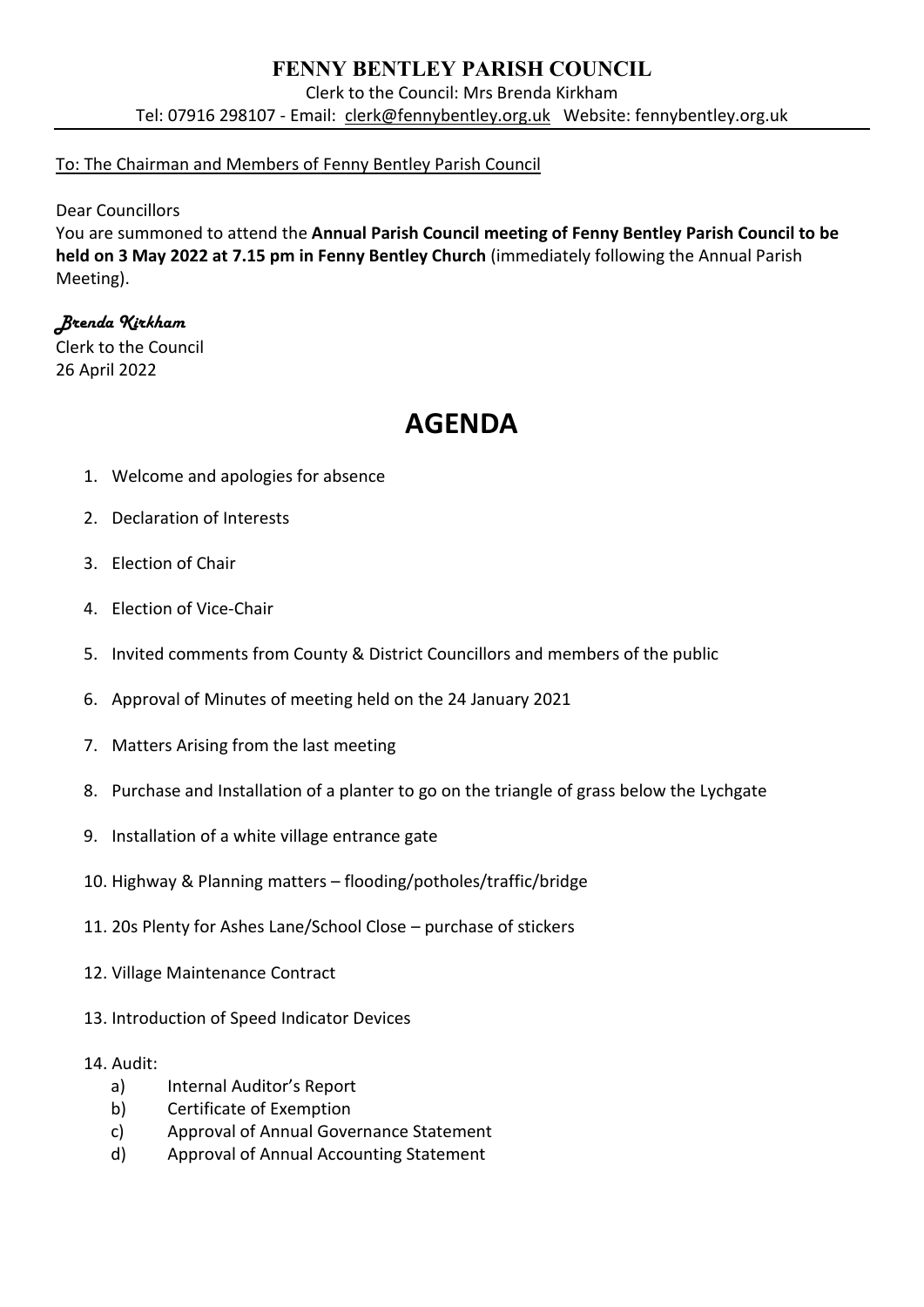# FENNY BENTLEY PARISH COUNCIL

Clerk to the Council: Mrs Brenda Kirkham

Tel: 07916 298107 - Email: clerk@fennybentley.org.uk Website: fennybentley.org.uk

To: The Chairman and Members of Fenny Bentley Parish Council

Dear Councillors

You are summoned to attend the **Annual Parish Council meeting of Fenny Bentley Parish Council to be held on 3 May 2022 at 7.15 pm in Fenny Bentley Church** (immediately following the Annual Parish Meeting).

*Brenda Kirkham*

Clerk to the Council

26 April 2022

# AGENDA

1. Welcome and apologies for absence
2. Declaration of Interests
3. Election of Chair
4. Election of Vice-Chair
5. Invited comments from County & District Councillors and members of the public
6. Approval of Minutes of meeting held on the 24 January 2021
7. Matters Arising from the last meeting
8. Purchase and Installation of a planter to go on the triangle of grass below the Lychgate
9. Installation of a white village entrance gate
10. Highway & Planning matters – flooding/potholes/traffic/bridge
11. 20s Plenty for Ashes Lane/School Close – purchase of stickers
12. Village Maintenance Contract
13. Introduction of Speed Indicator Devices
14. Audit:
    a) Internal Auditor's Report
    b) Certificate of Exemption
    c) Approval of Annual Governance Statement
    d) Approval of Annual Accounting Statement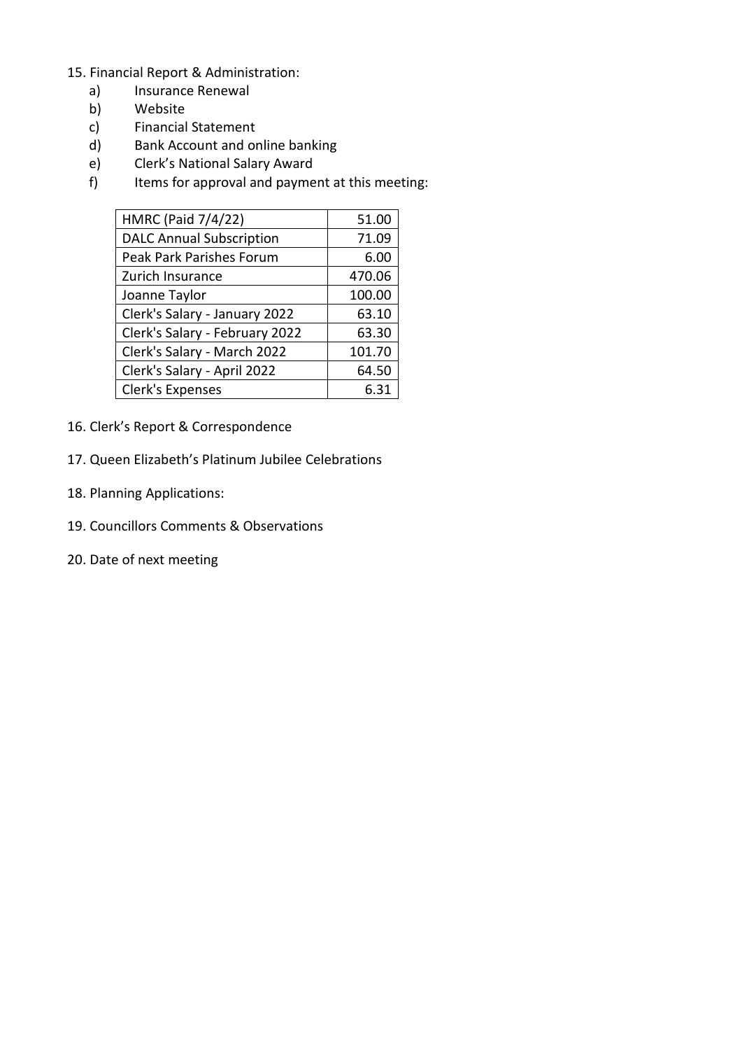15. Financial Report & Administration:
    a) Insurance Renewal
    b) Website
    c) Financial Statement
    d) Bank Account and online banking
    e) Clerk's National Salary Award
    f) Items for approval and payment at this meeting:

| | |
|---|---|
| HMRC (Paid 7/4/22) | 51.00 |
| DALC Annual Subscription | 71.09 |
| Peak Park Parishes Forum | 6.00 |
| Zurich Insurance | 470.06 |
| Joanne Taylor | 100.00 |
| Clerk's Salary - January 2022 | 63.10 |
| Clerk's Salary - February 2022 | 63.30 |
| Clerk's Salary - March 2022 | 101.70 |
| Clerk's Salary - April 2022 | 64.50 |
| Clerk's Expenses | 6.31 |

16. Clerk's Report & Correspondence

17. Queen Elizabeth's Platinum Jubilee Celebrations

18. Planning Applications:

19. Councillors Comments & Observations

20. Date of next meeting